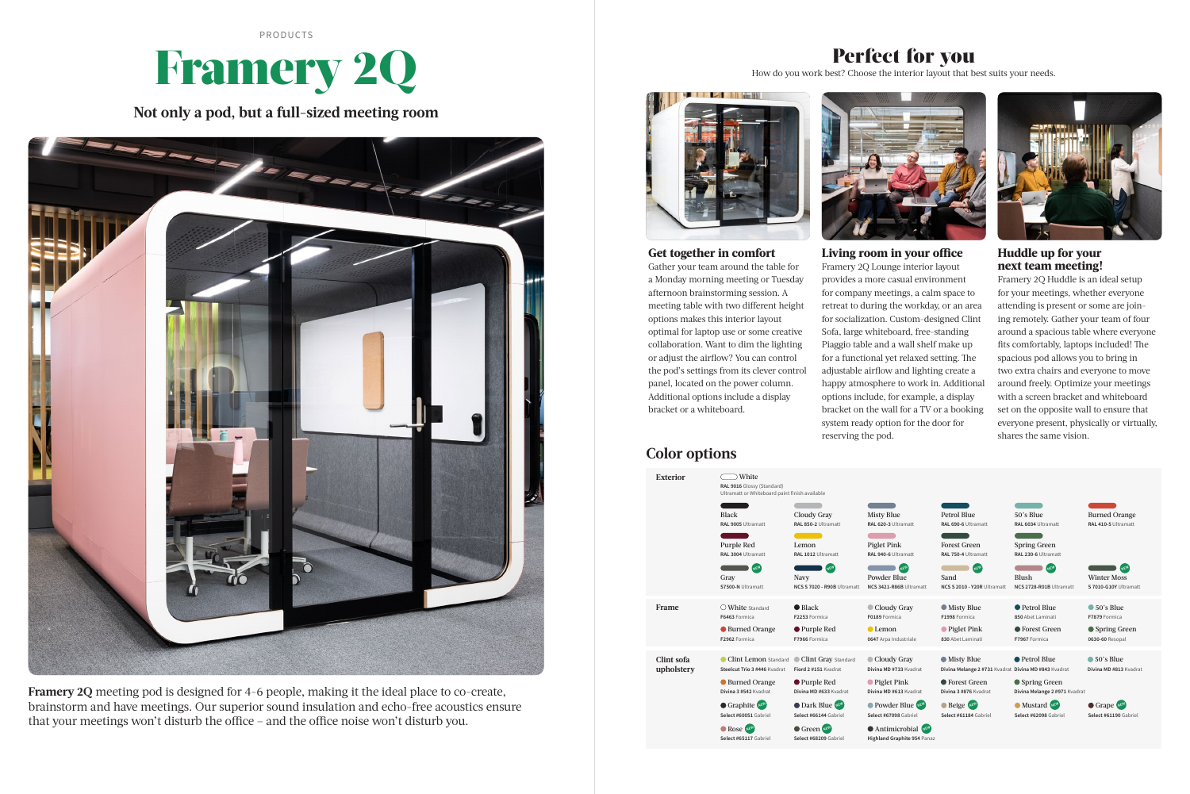PRODUCTS

# Framery 2Q

## Not only a pod, but a full-sized meeting room

**Framery 2Q** meeting pod is designed for 4–6 people, making it the ideal place to co-create, brainstorm and have meetings. Our superior sound insulation and echo-free acoustics ensure that your meetings won't disturb the office – and the office noise won't disturb you.

# Perfect for you

How do you work best? Choose the interior layout that best suits your needs.

### Get together in comfort

Gather your team around the table for a Monday morning meeting or Tuesday afternoon brainstorming session. A meeting table with two different height options makes this interior layout optimal for laptop use or some creative collaboration. Want to dim the lighting or adjust the airflow? You can control the pod's settings from its clever control panel, located on the power column. Additional options include a display bracket or a whiteboard.

### Living room in your office

Framery 2Q Lounge interior layout provides a more casual environment for company meetings, a calm space to retreat to during the workday, or an area for socialization. Custom-designed Clint Sofa, large whiteboard, free-standing Piaggio table and a wall shelf make up for a functional yet relaxed setting. The adjustable airflow and lighting create a happy atmosphere to work in. Additional options include, for example, a display bracket on the wall for a TV or a booking system ready option for the door for reserving the pod.

### Huddle up for your next team meeting!

Framery 2Q Huddle is an ideal setup for your meetings, whether everyone attending is present or some are joining remotely. Gather your team of four around a spacious table where everyone fits comfortably, laptops included! The spacious pod allows you to bring in two extra chairs and everyone to move around freely. Optimize your meetings with a screen bracket and whiteboard set on the opposite wall to ensure that everyone present, physically or virtually, shares the same vision.

## Color options

**Exterior**

White — RAL 9016 Glossy (Standard). Ultramatt or Whiteboard paint finish available

| | | | | | |
|---|---|---|---|---|---|
| Black RAL 9005 Ultramatt | Cloudy Gray RAL 850-2 Ultramatt | Misty Blue RAL 620-3 Ultramatt | Petrol Blue RAL 690-6 Ultramatt | 50's Blue RAL 6034 Ultramatt | Burned Orange RAL 410-5 Ultramatt |
| Purple Red RAL 3004 Ultramatt | Lemon RAL 1012 Ultramatt | Piglet Pink RAL 940-6 Ultramatt | Forest Green RAL 750-4 Ultramatt | Spring Green RAL 230-6 Ultramatt | |
| Gray (NEW) S7500-N Ultramatt | Navy (NEW) NCS S 7020 - R90B Ultramatt | Powder Blue (NEW) NCS 3421-R86B Ultramatt | Sand (NEW) NCS S 2010 - Y20R Ultramatt | Blush (NEW) NCS 2728-R01B Ultramatt | Winter Moss (NEW) S 7010-G10Y Ultramatt |

**Frame**

| | | | | | |
|---|---|---|---|---|---|
| White Standard F6463 Formica | Black F2253 Formica | Cloudy Gray F0189 Formica | Misty Blue F1998 Formica | Petrol Blue 850 Abet Laminati | 50's Blue F7879 Formica |
| Burned Orange F2962 Formica | Purple Red F7966 Formica | Lemon 0647 Arpa Industriale | Piglet Pink 830 Abet Laminati | Forest Green F7967 Formica | Spring Green 0630-60 Resopal |

**Clint sofa upholstery**

| | | | | | |
|---|---|---|---|---|---|
| Clint Lemon Standard Steelcut Trio 3 #446 Kvadrat | Clint Gray Standard Fiord 2 #151 Kvadrat | Cloudy Gray Divina MD #733 Kvadrat | Misty Blue Divina Melange 2 #731 Kvadrat | Petrol Blue Divina MD #843 Kvadrat | 50's Blue Divina MD #813 Kvadrat |
| Burned Orange Divina 3 #542 Kvadrat | Purple Red Divina MD #633 Kvadrat | Piglet Pink Divina MD #613 Kvadrat | Forest Green Divina 3 #876 Kvadrat | Spring Green Divina Melange 2 #971 Kvadrat | |
| Graphite (NEW) Select #60051 Gabriel | Dark Blue (NEW) Select #66144 Gabriel | Powder Blue (NEW) Select #67098 Gabriel | Beige (NEW) Select #61184 Gabriel | Mustard (NEW) Select #62098 Gabriel | Grape (NEW) Select #61190 Gabriel |
| Rose (NEW) Select #65117 Gabriel | Green (NEW) Select #68209 Gabriel | Antimicrobial (NEW) Highland Graphite 954 Panaz | | | |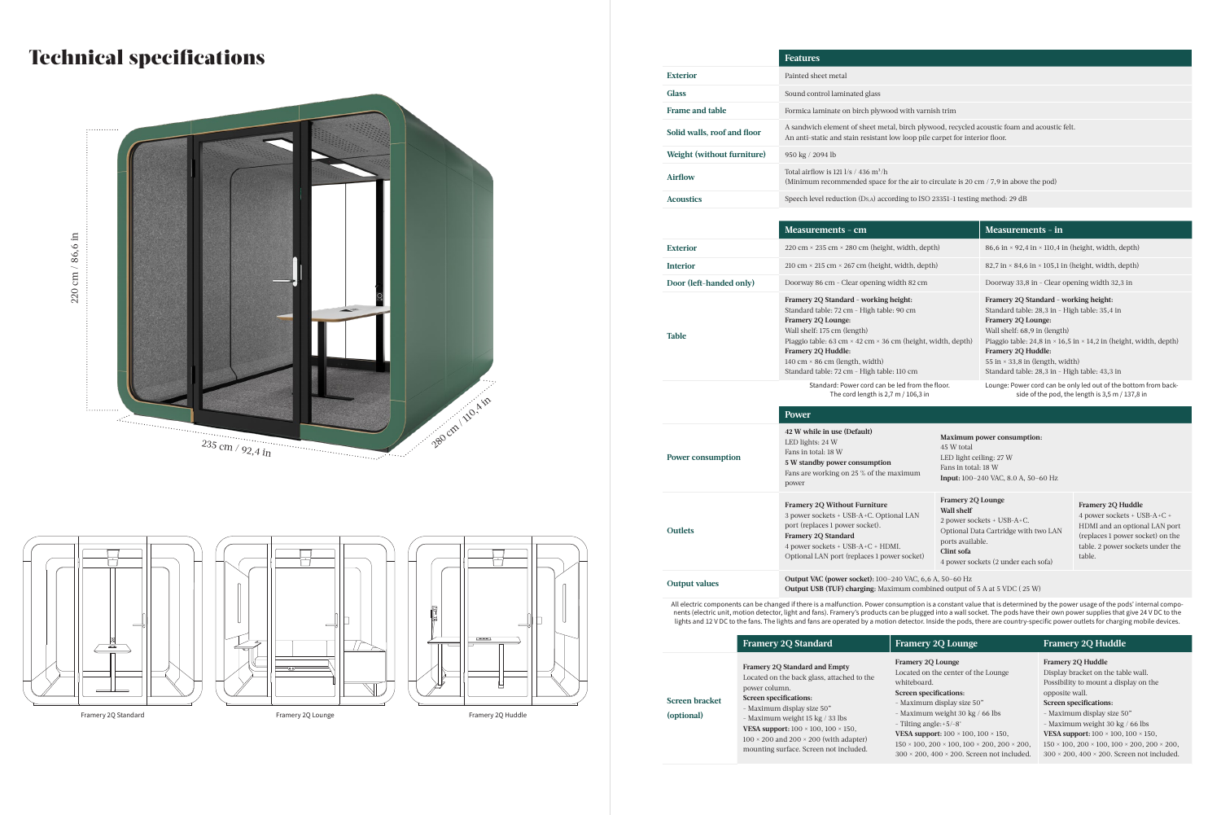# Technical specifications

220 cm / 86,6 in

235 cm / 92,4 in

280 cm / 110,4 in

Framery 2Q Standard

Framery 2Q Lounge

Framery 2Q Huddle

| | Features |
|---|---|
| **Exterior** | Painted sheet metal |
| **Glass** | Sound control laminated glass |
| **Frame and table** | Formica laminate on birch plywood with varnish trim |
| **Solid walls, roof and floor** | A sandwich element of sheet metal, birch plywood, recycled acoustic foam and acoustic felt. An anti-static and stain resistant low loop pile carpet for interior floor. |
| **Weight (without furniture)** | 950 kg / 2094 lb |
| **Airflow** | Total airflow is 121 l/s / 436 m³/h (Minimum recommended space for the air to circulate is 20 cm / 7,9 in above the pod) |
| **Acoustics** | Speech level reduction (Ds,A) according to ISO 23351-1 testing method: 29 dB |

| | Measurements - cm | Measurements - in |
|---|---|---|
| **Exterior** | 220 cm × 235 cm × 280 cm (height, width, depth) | 86,6 in × 92,4 in × 110,4 in (height, width, depth) |
| **Interior** | 210 cm × 215 cm × 267 cm (height, width, depth) | 82,7 in × 84,6 in × 105,1 in (height, width, depth) |
| **Door (left-handed only)** | Doorway 86 cm - Clear opening width 82 cm | Doorway 33,8 in - Clear opening width 32,3 in |
| **Table** | **Framery 2Q Standard - working height:** Standard table: 72 cm - High table: 90 cm **Framery 2Q Lounge:** Wall shelf: 175 cm (length) Piaggio table: 63 cm × 42 cm × 36 cm (height, width, depth) **Framery 2Q Huddle:** 140 cm × 86 cm (length, width) Standard table: 72 cm - High table: 110 cm | **Framery 2Q Standard - working height:** Standard table: 28,3 in - High table: 35,4 in **Framery 2Q Lounge:** Wall shelf: 68,9 in (length) Piaggio table: 24,8 in × 16,5 in × 14,2 in (height, width, depth) **Framery 2Q Huddle:** 55 in × 33,8 in (length, width) Standard table: 28,3 in - High table: 43,3 in |
| | Standard: Power cord can be led from the floor. The cord length is 2,7 m / 106,3 in | Lounge: Power cord can be only led out of the bottom from back-side of the pod, the length is 3,5 m / 137,8 in |

| | Power | | |
|---|---|---|---|
| **Power consumption** | **42 W while in use (Default)** LED lights: 24 W Fans in total: 18 W **5 W standby power consumption** Fans are working on 25 % of the maximum power | **Maximum power consumption:** 45 W total LED light ceiling: 27 W Fans in total: 18 W **Input:** 100–240 VAC, 8.0 A, 50–60 Hz | |
| **Outlets** | **Framery 2Q Without Furniture** 3 power sockets + USB-A+C. Optional LAN port (replaces 1 power socket). **Framery 2Q Standard** 4 power sockets + USB-A+C + HDMI. Optional LAN port (replaces 1 power socket) | **Framery 2Q Lounge** **Wall shelf** 2 power sockets + USB-A+C. Optional Data Cartridge with two LAN ports available. **Clint sofa** 4 power sockets (2 under each sofa) | **Framery 2Q Huddle** 4 power sockets + USB-A+C + HDMI and an optional LAN port (replaces 1 power socket) on the table. 2 power sockets under the table. |
| **Output values** | **Output VAC (power socket):** 100–240 VAC, 6,6 A, 50–60 Hz **Output USB (TUF) charging:** Maximum combined output of 5 A at 5 VDC ( 25 W) | | |

All electric components can be changed if there is a malfunction. Power consumption is a constant value that is determined by the power usage of the pods' internal components (electric unit, motion detector, light and fans). Framery's products can be plugged into a wall socket. The pods have their own power supplies that give 24 V DC to the lights and 12 V DC to the fans. The lights and fans are operated by a motion detector. Inside the pods, there are country-specific power outlets for charging mobile devices.

| | Framery 2Q Standard | Framery 2Q Lounge | Framery 2Q Huddle |
|---|---|---|---|
| **Screen bracket (optional)** | **Framery 2Q Standard and Empty** Located on the back glass, attached to the power column. **Screen specifications:** - Maximum display size 50" - Maximum weight 15 kg / 33 lbs **VESA support:** 100 × 100, 100 × 150, 100 × 200 and 200 × 200 (with adapter) mounting surface. Screen not included. | **Framery 2Q Lounge** Located on the center of the Lounge whiteboard. **Screen specifications:** - Maximum display size 50" - Maximum weight 30 kg / 66 lbs - Tilting angle: +5/-8° **VESA support:** 100 × 100, 100 × 150, 150 × 100, 200 × 100, 100 × 200, 200 × 200, 300 × 200, 400 × 200. Screen not included. | **Framery 2Q Huddle** Display bracket on the table wall. Possibility to mount a display on the opposite wall. **Screen specifications:** - Maximum display size 50" - Maximum weight 30 kg / 66 lbs **VESA support:** 100 × 100, 100 × 150, 150 × 100, 200 × 100, 100 × 200, 200 × 200, 300 × 200, 400 × 200. Screen not included. |